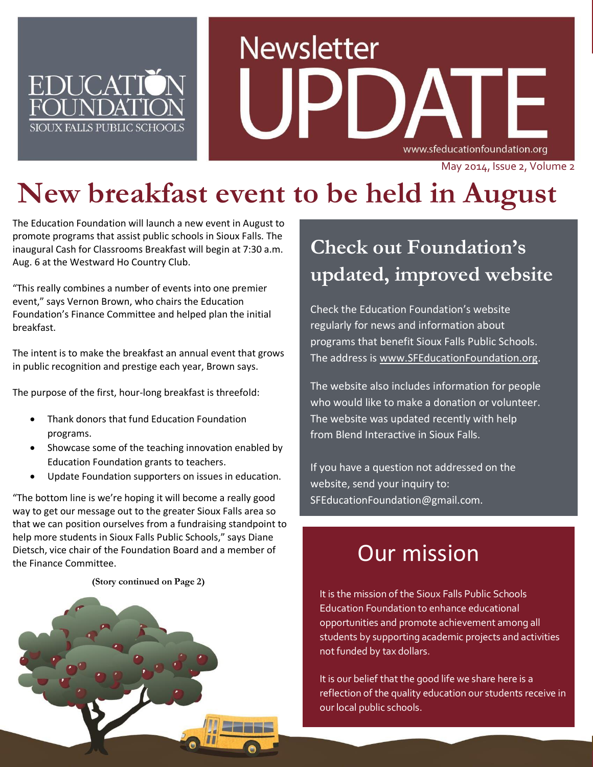EDUCATION FOUNDATION
SIOUX FALLS PUBLIC SCHOOLS

# Newsletter UPDATE

www.sfeducationfoundation.org

May 2014, Issue 2, Volume 2

# New breakfast event to be held in August

The Education Foundation will launch a new event in August to promote programs that assist public schools in Sioux Falls. The inaugural Cash for Classrooms Breakfast will begin at 7:30 a.m. Aug. 6 at the Westward Ho Country Club.

"This really combines a number of events into one premier event," says Vernon Brown, who chairs the Education Foundation's Finance Committee and helped plan the initial breakfast.

The intent is to make the breakfast an annual event that grows in public recognition and prestige each year, Brown says.

The purpose of the first, hour-long breakfast is threefold:

- Thank donors that fund Education Foundation programs.
- Showcase some of the teaching innovation enabled by Education Foundation grants to teachers.
- Update Foundation supporters on issues in education.

"The bottom line is we're hoping it will become a really good way to get our message out to the greater Sioux Falls area so that we can position ourselves from a fundraising standpoint to help more students in Sioux Falls Public Schools," says Diane Dietsch, vice chair of the Foundation Board and a member of the Finance Committee.

**(Story continued on Page 2)**

## Check out Foundation's updated, improved website

Check the Education Foundation's website regularly for news and information about programs that benefit Sioux Falls Public Schools. The address is www.SFEducationFoundation.org.

The website also includes information for people who would like to make a donation or volunteer. The website was updated recently with help from Blend Interactive in Sioux Falls.

If you have a question not addressed on the website, send your inquiry to: SFEducationFoundation@gmail.com.

## Our mission

It is the mission of the Sioux Falls Public Schools Education Foundation to enhance educational opportunities and promote achievement among all students by supporting academic projects and activities not funded by tax dollars.

It is our belief that the good life we share here is a reflection of the quality education our students receive in our local public schools.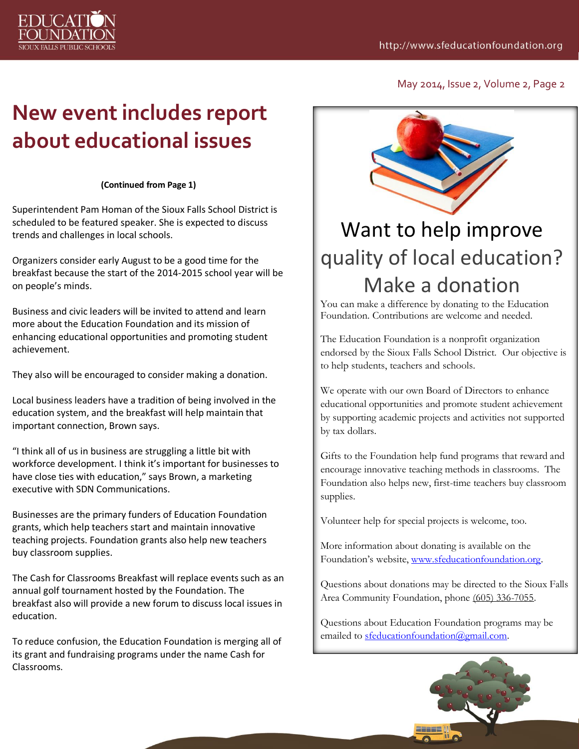# New event includes report about educational issues

**(Continued from Page 1)**

Superintendent Pam Homan of the Sioux Falls School District is scheduled to be featured speaker. She is expected to discuss trends and challenges in local schools.

Organizers consider early August to be a good time for the breakfast because the start of the 2014-2015 school year will be on people's minds.

Business and civic leaders will be invited to attend and learn more about the Education Foundation and its mission of enhancing educational opportunities and promoting student achievement.

They also will be encouraged to consider making a donation.

Local business leaders have a tradition of being involved in the education system, and the breakfast will help maintain that important connection, Brown says.

"I think all of us in business are struggling a little bit with workforce development. I think it's important for businesses to have close ties with education," says Brown, a marketing executive with SDN Communications.

Businesses are the primary funders of Education Foundation grants, which help teachers start and maintain innovative teaching projects. Foundation grants also help new teachers buy classroom supplies.

The Cash for Classrooms Breakfast will replace events such as an annual golf tournament hosted by the Foundation. The breakfast also will provide a new forum to discuss local issues in education.

To reduce confusion, the Education Foundation is merging all of its grant and fundraising programs under the name Cash for Classrooms.

## Want to help improve quality of local education? Make a donation

You can make a difference by donating to the Education Foundation. Contributions are welcome and needed.

The Education Foundation is a nonprofit organization endorsed by the Sioux Falls School District. Our objective is to help students, teachers and schools.

We operate with our own Board of Directors to enhance educational opportunities and promote student achievement by supporting academic projects and activities not supported by tax dollars.

Gifts to the Foundation help fund programs that reward and encourage innovative teaching methods in classrooms. The Foundation also helps new, first-time teachers buy classroom supplies.

Volunteer help for special projects is welcome, too.

More information about donating is available on the Foundation's website, www.sfeducationfoundation.org.

Questions about donations may be directed to the Sioux Falls Area Community Foundation, phone (605) 336-7055.

Questions about Education Foundation programs may be emailed to sfeducationfoundation@gmail.com.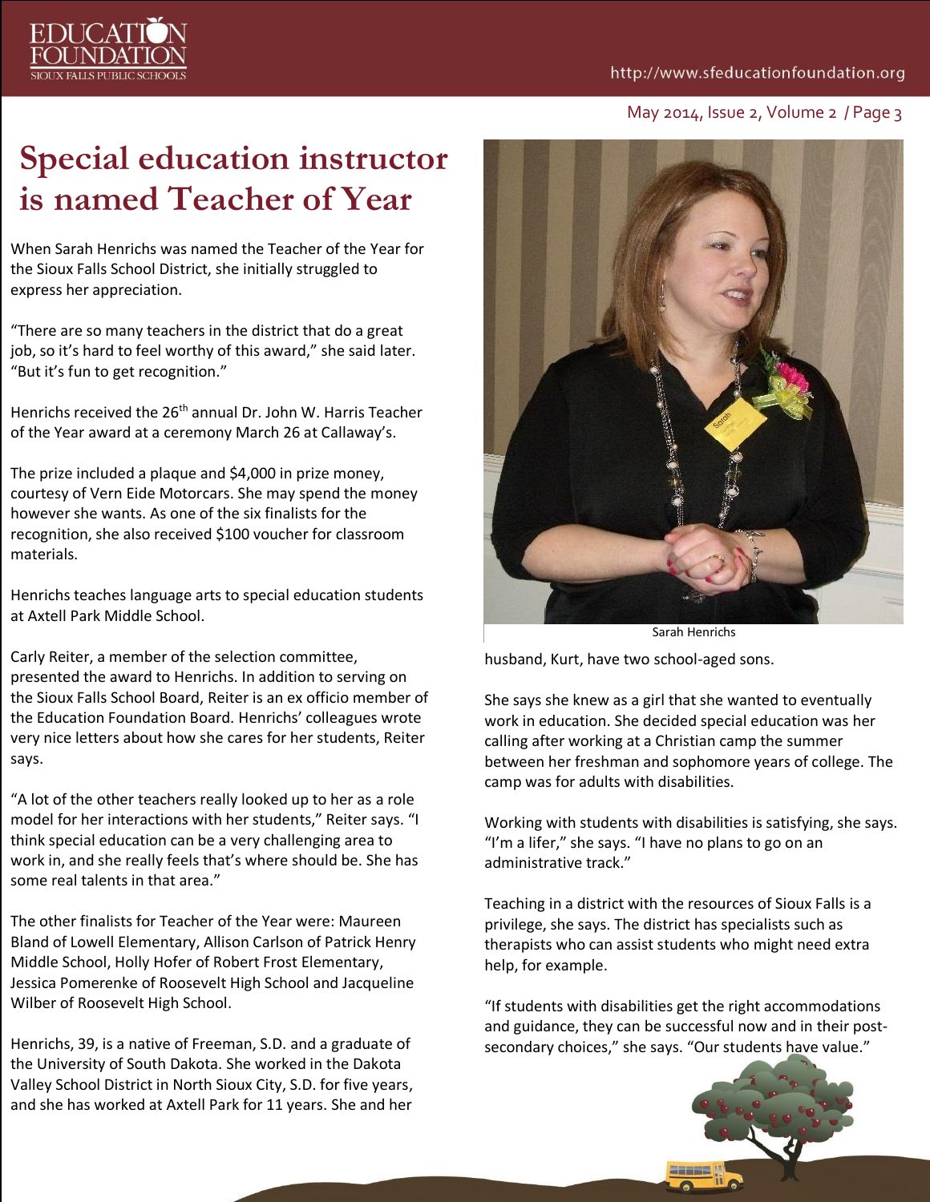# Special education instructor is named Teacher of Year

When Sarah Henrichs was named the Teacher of the Year for the Sioux Falls School District, she initially struggled to express her appreciation.

"There are so many teachers in the district that do a great job, so it's hard to feel worthy of this award," she said later. "But it's fun to get recognition."

Henrichs received the 26th annual Dr. John W. Harris Teacher of the Year award at a ceremony March 26 at Callaway's.

The prize included a plaque and $4,000 in prize money, courtesy of Vern Eide Motorcars. She may spend the money however she wants. As one of the six finalists for the recognition, she also received $100 voucher for classroom materials.

Henrichs teaches language arts to special education students at Axtell Park Middle School.

Carly Reiter, a member of the selection committee, presented the award to Henrichs. In addition to serving on the Sioux Falls School Board, Reiter is an ex officio member of the Education Foundation Board. Henrichs' colleagues wrote very nice letters about how she cares for her students, Reiter says.

"A lot of the other teachers really looked up to her as a role model for her interactions with her students," Reiter says. "I think special education can be a very challenging area to work in, and she really feels that's where should be. She has some real talents in that area."

The other finalists for Teacher of the Year were: Maureen Bland of Lowell Elementary, Allison Carlson of Patrick Henry Middle School, Holly Hofer of Robert Frost Elementary, Jessica Pomerenke of Roosevelt High School and Jacqueline Wilber of Roosevelt High School.

Henrichs, 39, is a native of Freeman, S.D. and a graduate of the University of South Dakota. She worked in the Dakota Valley School District in North Sioux City, S.D. for five years, and she has worked at Axtell Park for 11 years. She and her husband, Kurt, have two school-aged sons.

Sarah Henrichs

She says she knew as a girl that she wanted to eventually work in education. She decided special education was her calling after working at a Christian camp the summer between her freshman and sophomore years of college. The camp was for adults with disabilities.

Working with students with disabilities is satisfying, she says. "I'm a lifer," she says. "I have no plans to go on an administrative track."

Teaching in a district with the resources of Sioux Falls is a privilege, she says. The district has specialists such as therapists who can assist students who might need extra help, for example.

"If students with disabilities get the right accommodations and guidance, they can be successful now and in their post-secondary choices," she says. "Our students have value."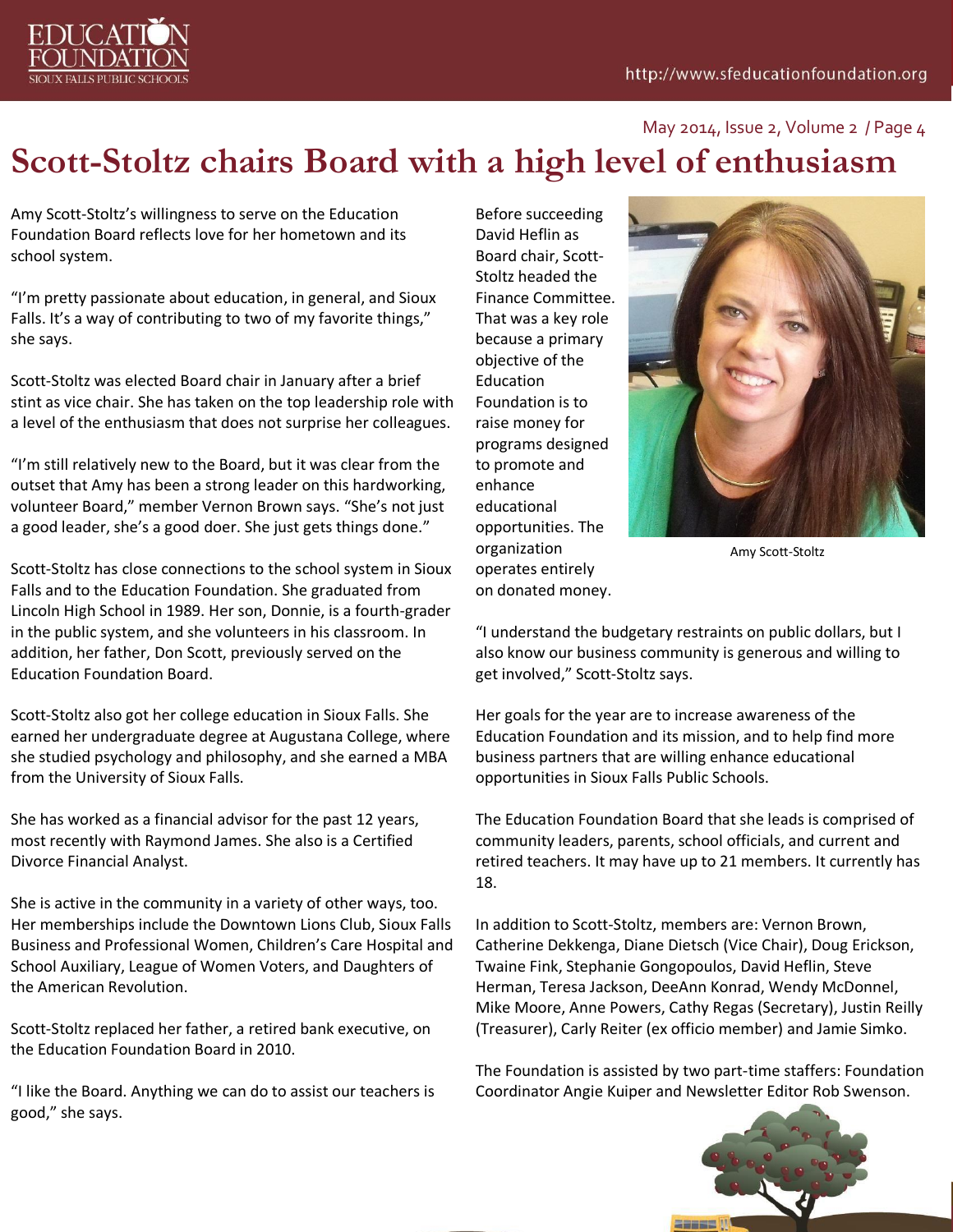# Scott-Stoltz chairs Board with a high level of enthusiasm

Amy Scott-Stoltz's willingness to serve on the Education Foundation Board reflects love for her hometown and its school system.

"I'm pretty passionate about education, in general, and Sioux Falls. It's a way of contributing to two of my favorite things," she says.

Scott-Stoltz was elected Board chair in January after a brief stint as vice chair. She has taken on the top leadership role with a level of the enthusiasm that does not surprise her colleagues.

"I'm still relatively new to the Board, but it was clear from the outset that Amy has been a strong leader on this hardworking, volunteer Board," member Vernon Brown says. "She's not just a good leader, she's a good doer. She just gets things done."

Scott-Stoltz has close connections to the school system in Sioux Falls and to the Education Foundation. She graduated from Lincoln High School in 1989. Her son, Donnie, is a fourth-grader in the public system, and she volunteers in his classroom. In addition, her father, Don Scott, previously served on the Education Foundation Board.

Scott-Stoltz also got her college education in Sioux Falls. She earned her undergraduate degree at Augustana College, where she studied psychology and philosophy, and she earned a MBA from the University of Sioux Falls.

She has worked as a financial advisor for the past 12 years, most recently with Raymond James. She also is a Certified Divorce Financial Analyst.

She is active in the community in a variety of other ways, too. Her memberships include the Downtown Lions Club, Sioux Falls Business and Professional Women, Children's Care Hospital and School Auxiliary, League of Women Voters, and Daughters of the American Revolution.

Scott-Stoltz replaced her father, a retired bank executive, on the Education Foundation Board in 2010.

"I like the Board. Anything we can do to assist our teachers is good," she says.

Before succeeding David Heflin as Board chair, Scott-Stoltz headed the Finance Committee. That was a key role because a primary objective of the Education Foundation is to raise money for programs designed to promote and enhance educational opportunities. The organization operates entirely on donated money.

Amy Scott-Stoltz

"I understand the budgetary restraints on public dollars, but I also know our business community is generous and willing to get involved," Scott-Stoltz says.

Her goals for the year are to increase awareness of the Education Foundation and its mission, and to help find more business partners that are willing enhance educational opportunities in Sioux Falls Public Schools.

The Education Foundation Board that she leads is comprised of community leaders, parents, school officials, and current and retired teachers. It may have up to 21 members. It currently has 18.

In addition to Scott-Stoltz, members are: Vernon Brown, Catherine Dekkenga, Diane Dietsch (Vice Chair), Doug Erickson, Twaine Fink, Stephanie Gongopoulos, David Heflin, Steve Herman, Teresa Jackson, DeeAnn Konrad, Wendy McDonnel, Mike Moore, Anne Powers, Cathy Regas (Secretary), Justin Reilly (Treasurer), Carly Reiter (ex officio member) and Jamie Simko.

The Foundation is assisted by two part-time staffers: Foundation Coordinator Angie Kuiper and Newsletter Editor Rob Swenson.